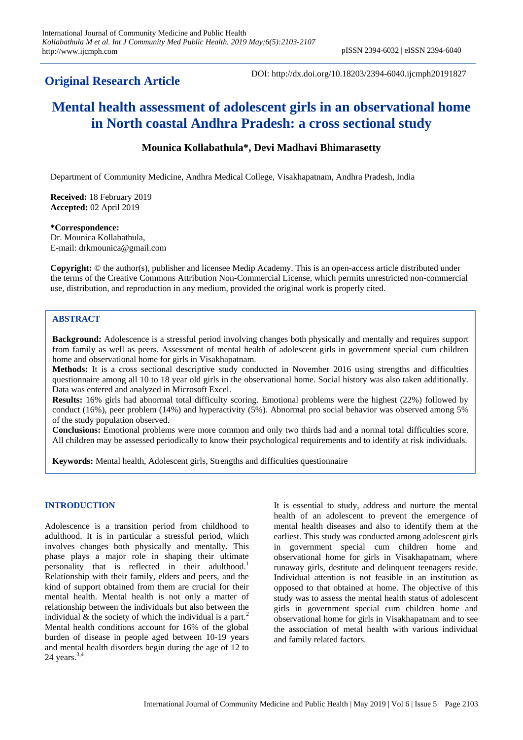## Original Research Article

DOI: http://dx.doi.org/10.18203/2394-6040.ijcmph20191827

# Mental health assessment of adolescent girls in an observational home in North coastal Andhra Pradesh: a cross sectional study

**Mounica Kollabathula*, Devi Madhavi Bhimarasetty**

Department of Community Medicine, Andhra Medical College, Visakhapatnam, Andhra Pradesh, India

**Received:** 18 February 2019
**Accepted:** 02 April 2019

**\*Correspondence:**
Dr. Mounica Kollabathula,
E-mail: drkmounica@gmail.com

**Copyright:** © the author(s), publisher and licensee Medip Academy. This is an open-access article distributed under the terms of the Creative Commons Attribution Non-Commercial License, which permits unrestricted non-commercial use, distribution, and reproduction in any medium, provided the original work is properly cited.

## ABSTRACT

**Background:** Adolescence is a stressful period involving changes both physically and mentally and requires support from family as well as peers. Assessment of mental health of adolescent girls in government special cum children home and observational home for girls in Visakhapatnam.

**Methods:** It is a cross sectional descriptive study conducted in November 2016 using strengths and difficulties questionnaire among all 10 to 18 year old girls in the observational home. Social history was also taken additionally. Data was entered and analyzed in Microsoft Excel.

**Results:** 16% girls had abnormal total difficulty scoring. Emotional problems were the highest (22%) followed by conduct (16%), peer problem (14%) and hyperactivity (5%). Abnormal pro social behavior was observed among 5% of the study population observed.

**Conclusions:** Emotional problems were more common and only two thirds had and a normal total difficulties score. All children may be assessed periodically to know their psychological requirements and to identify at risk individuals.

**Keywords:** Mental health, Adolescent girls, Strengths and difficulties questionnaire

## INTRODUCTION

Adolescence is a transition period from childhood to adulthood. It is in particular a stressful period, which involves changes both physically and mentally. This phase plays a major role in shaping their ultimate personality that is reflected in their adulthood.[1] Relationship with their family, elders and peers, and the kind of support obtained from them are crucial for their mental health. Mental health is not only a matter of relationship between the individuals but also between the individual & the society of which the individual is a part.[2] Mental health conditions account for 16% of the global burden of disease in people aged between 10-19 years and mental health disorders begin during the age of 12 to 24 years.[3,4]

It is essential to study, address and nurture the mental health of an adolescent to prevent the emergence of mental health diseases and also to identify them at the earliest. This study was conducted among adolescent girls in government special cum children home and observational home for girls in Visakhapatnam, where runaway girls, destitute and delinquent teenagers reside. Individual attention is not feasible in an institution as opposed to that obtained at home. The objective of this study was to assess the mental health status of adolescent girls in government special cum children home and observational home for girls in Visakhapatnam and to see the association of metal health with various individual and family related factors.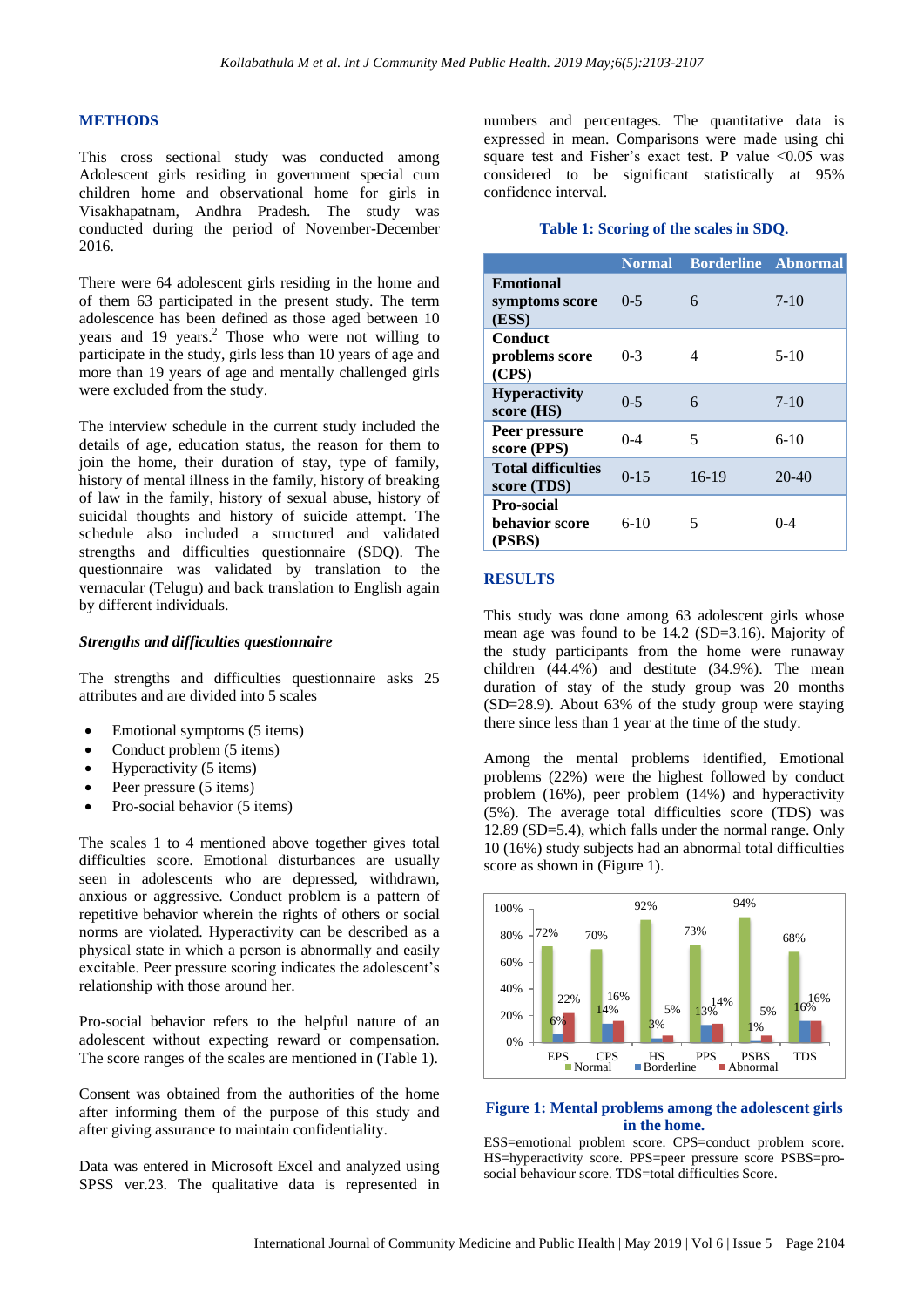## METHODS

This cross sectional study was conducted among Adolescent girls residing in government special cum children home and observational home for girls in Visakhapatnam, Andhra Pradesh. The study was conducted during the period of November-December 2016.

There were 64 adolescent girls residing in the home and of them 63 participated in the present study. The term adolescence has been defined as those aged between 10 years and 19 years.[2] Those who were not willing to participate in the study, girls less than 10 years of age and more than 19 years of age and mentally challenged girls were excluded from the study.

The interview schedule in the current study included the details of age, education status, the reason for them to join the home, their duration of stay, type of family, history of mental illness in the family, history of breaking of law in the family, history of sexual abuse, history of suicidal thoughts and history of suicide attempt. The schedule also included a structured and validated strengths and difficulties questionnaire (SDQ). The questionnaire was validated by translation to the vernacular (Telugu) and back translation to English again by different individuals.

### *Strengths and difficulties questionnaire*

The strengths and difficulties questionnaire asks 25 attributes and are divided into 5 scales

- Emotional symptoms (5 items)
- Conduct problem (5 items)
- Hyperactivity (5 items)
- Peer pressure (5 items)
- Pro-social behavior (5 items)

The scales 1 to 4 mentioned above together gives total difficulties score. Emotional disturbances are usually seen in adolescents who are depressed, withdrawn, anxious or aggressive. Conduct problem is a pattern of repetitive behavior wherein the rights of others or social norms are violated. Hyperactivity can be described as a physical state in which a person is abnormally and easily excitable. Peer pressure scoring indicates the adolescent's relationship with those around her.

Pro-social behavior refers to the helpful nature of an adolescent without expecting reward or compensation. The score ranges of the scales are mentioned in (Table 1).

Consent was obtained from the authorities of the home after informing them of the purpose of this study and after giving assurance to maintain confidentiality.

Data was entered in Microsoft Excel and analyzed using SPSS ver.23. The qualitative data is represented in numbers and percentages. The quantitative data is expressed in mean. Comparisons were made using chi square test and Fisher's exact test. P value <0.05 was considered to be significant statistically at 95% confidence interval.

**Table 1: Scoring of the scales in SDQ.**

| | Normal | Borderline | Abnormal |
|---|---|---|---|
| **Emotional symptoms score (ESS)** | 0-5 | 6 | 7-10 |
| **Conduct problems score (CPS)** | 0-3 | 4 | 5-10 |
| **Hyperactivity score (HS)** | 0-5 | 6 | 7-10 |
| **Peer pressure score (PPS)** | 0-4 | 5 | 6-10 |
| **Total difficulties score (TDS)** | 0-15 | 16-19 | 20-40 |
| **Pro-social behavior score (PSBS)** | 6-10 | 5 | 0-4 |

## RESULTS

This study was done among 63 adolescent girls whose mean age was found to be 14.2 (SD=3.16). Majority of the study participants from the home were runaway children (44.4%) and destitute (34.9%). The mean duration of stay of the study group was 20 months (SD=28.9). About 63% of the study group were staying there since less than 1 year at the time of the study.

Among the mental problems identified, Emotional problems (22%) were the highest followed by conduct problem (16%), peer problem (14%) and hyperactivity (5%). The average total difficulties score (TDS) was 12.89 (SD=5.4), which falls under the normal range. Only 10 (16%) study subjects had an abnormal total difficulties score as shown in (Figure 1).

| | EPS | CPS | HS | PPS | PSBS | TDS |
|---|---|---|---|---|---|---|
| Normal | 72% | 70% | 92% | 73% | 94% | 68% |
| Borderline | 6% | 14% | 3% | 13% | 1% | 16% |
| Abnormal | 22% | 16% | 5% | 14% | 5% | 16% |

**Figure 1: Mental problems among the adolescent girls in the home.**

ESS=emotional problem score. CPS=conduct problem score. HS=hyperactivity score. PPS=peer pressure score PSBS=pro-social behaviour score. TDS=total difficulties Score.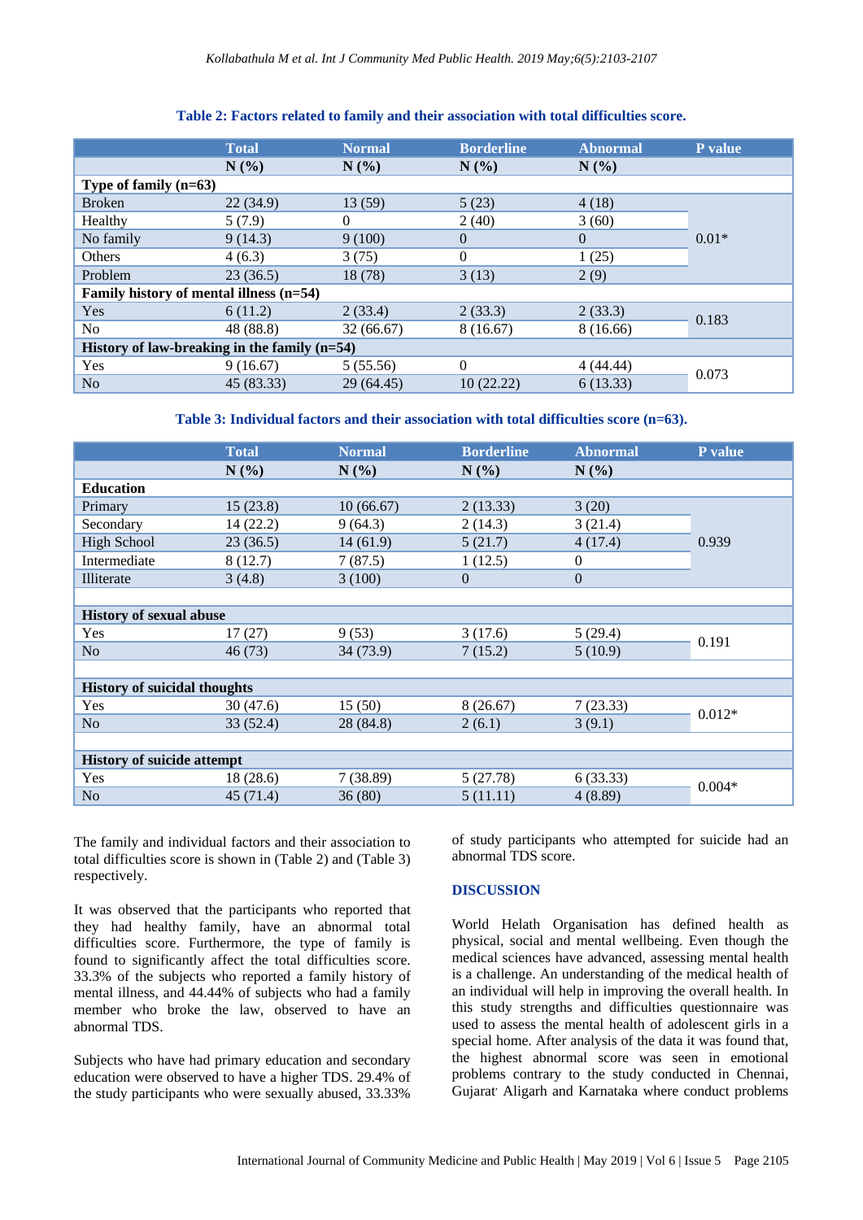**Table 2: Factors related to family and their association with total difficulties score.**

| | Total | Normal | Borderline | Abnormal | P value |
|---|---|---|---|---|---|
| | N (%) | N (%) | N (%) | N (%) | |
| **Type of family (n=63)** | | | | | |
| Broken | 22 (34.9) | 13 (59) | 5 (23) | 4 (18) | 0.01* |
| Healthy | 5 (7.9) | 0 | 2 (40) | 3 (60) | |
| No family | 9 (14.3) | 9 (100) | 0 | 0 | |
| Others | 4 (6.3) | 3 (75) | 0 | 1 (25) | |
| Problem | 23 (36.5) | 18 (78) | 3 (13) | 2 (9) | |
| **Family history of mental illness (n=54)** | | | | | |
| Yes | 6 (11.2) | 2 (33.4) | 2 (33.3) | 2 (33.3) | 0.183 |
| No | 48 (88.8) | 32 (66.67) | 8 (16.67) | 8 (16.66) | |
| **History of law-breaking in the family (n=54)** | | | | | |
| Yes | 9 (16.67) | 5 (55.56) | 0 | 4 (44.44) | 0.073 |
| No | 45 (83.33) | 29 (64.45) | 10 (22.22) | 6 (13.33) | |

**Table 3: Individual factors and their association with total difficulties score (n=63).**

| | Total | Normal | Borderline | Abnormal | P value |
|---|---|---|---|---|---|
| | N (%) | N (%) | N (%) | N (%) | |
| **Education** | | | | | |
| Primary | 15 (23.8) | 10 (66.67) | 2 (13.33) | 3 (20) | 0.939 |
| Secondary | 14 (22.2) | 9 (64.3) | 2 (14.3) | 3 (21.4) | |
| High School | 23 (36.5) | 14 (61.9) | 5 (21.7) | 4 (17.4) | |
| Intermediate | 8 (12.7) | 7 (87.5) | 1 (12.5) | 0 | |
| Illiterate | 3 (4.8) | 3 (100) | 0 | 0 | |
| **History of sexual abuse** | | | | | |
| Yes | 17 (27) | 9 (53) | 3 (17.6) | 5 (29.4) | 0.191 |
| No | 46 (73) | 34 (73.9) | 7 (15.2) | 5 (10.9) | |
| **History of suicidal thoughts** | | | | | |
| Yes | 30 (47.6) | 15 (50) | 8 (26.67) | 7 (23.33) | 0.012* |
| No | 33 (52.4) | 28 (84.8) | 2 (6.1) | 3 (9.1) | |
| **History of suicide attempt** | | | | | |
| Yes | 18 (28.6) | 7 (38.89) | 5 (27.78) | 6 (33.33) | 0.004* |
| No | 45 (71.4) | 36 (80) | 5 (11.11) | 4 (8.89) | |

The family and individual factors and their association to total difficulties score is shown in (Table 2) and (Table 3) respectively.

It was observed that the participants who reported that they had healthy family, have an abnormal total difficulties score. Furthermore, the type of family is found to significantly affect the total difficulties score. 33.3% of the subjects who reported a family history of mental illness, and 44.44% of subjects who had a family member who broke the law, observed to have an abnormal TDS.

Subjects who have had primary education and secondary education were observed to have a higher TDS. 29.4% of the study participants who were sexually abused, 33.33% of study participants who attempted for suicide had an abnormal TDS score.

## DISCUSSION

World Helath Organisation has defined health as physical, social and mental wellbeing. Even though the medical sciences have advanced, assessing mental health is a challenge. An understanding of the medical health of an individual will help in improving the overall health. In this study strengths and difficulties questionnaire was used to assess the mental health of adolescent girls in a special home. After analysis of the data it was found that, the highest abnormal score was seen in emotional problems contrary to the study conducted in Chennai, Gujarat' Aligarh and Karnataka where conduct problems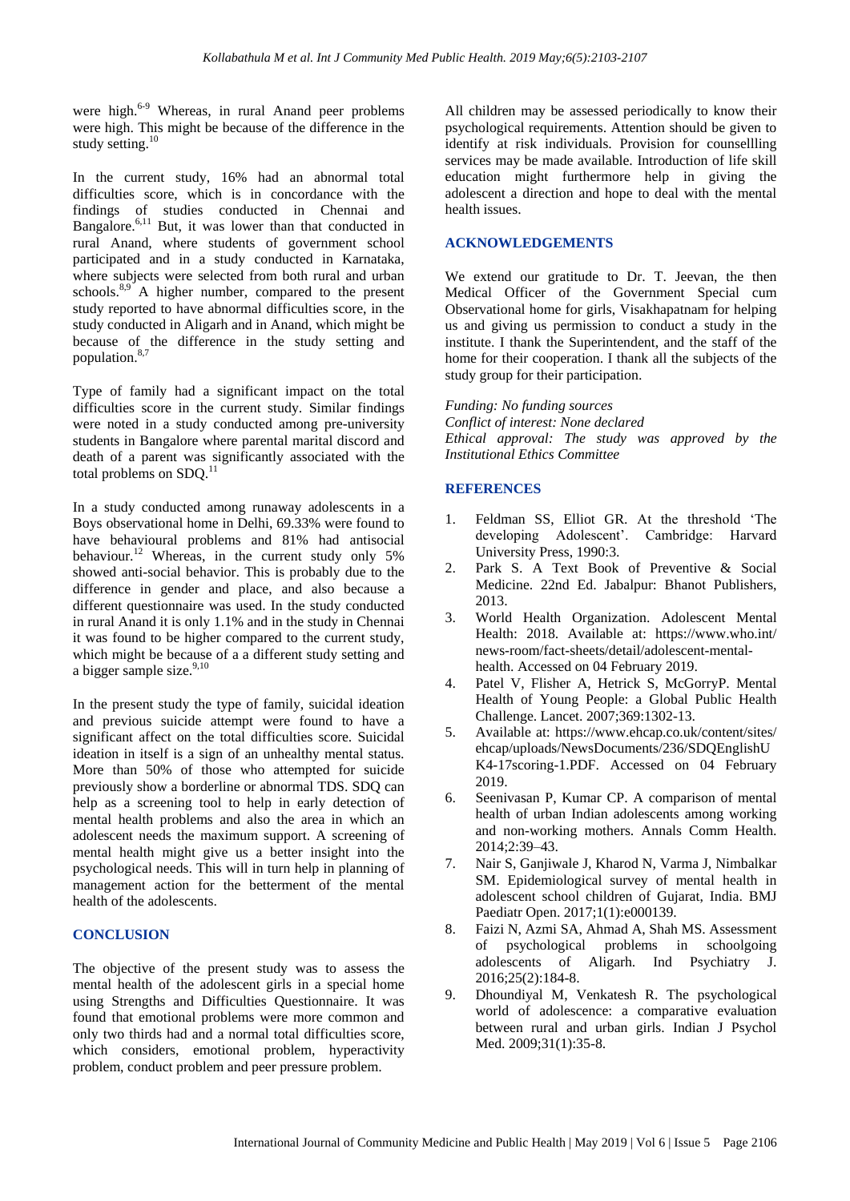were high.[6-9] Whereas, in rural Anand peer problems were high. This might be because of the difference in the study setting.[10]

In the current study, 16% had an abnormal total difficulties score, which is in concordance with the findings of studies conducted in Chennai and Bangalore.[6,11] But, it was lower than that conducted in rural Anand, where students of government school participated and in a study conducted in Karnataka, where subjects were selected from both rural and urban schools.[8,9] A higher number, compared to the present study reported to have abnormal difficulties score, in the study conducted in Aligarh and in Anand, which might be because of the difference in the study setting and population.[8,7]

Type of family had a significant impact on the total difficulties score in the current study. Similar findings were noted in a study conducted among pre-university students in Bangalore where parental marital discord and death of a parent was significantly associated with the total problems on SDQ.[11]

In a study conducted among runaway adolescents in a Boys observational home in Delhi, 69.33% were found to have behavioural problems and 81% had antisocial behaviour.[12] Whereas, in the current study only 5% showed anti-social behavior. This is probably due to the difference in gender and place, and also because a different questionnaire was used. In the study conducted in rural Anand it is only 1.1% and in the study in Chennai it was found to be higher compared to the current study, which might be because of a a different study setting and a bigger sample size.[9,10]

In the present study the type of family, suicidal ideation and previous suicide attempt were found to have a significant affect on the total difficulties score. Suicidal ideation in itself is a sign of an unhealthy mental status. More than 50% of those who attempted for suicide previously show a borderline or abnormal TDS. SDQ can help as a screening tool to help in early detection of mental health problems and also the area in which an adolescent needs the maximum support. A screening of mental health might give us a better insight into the psychological needs. This will in turn help in planning of management action for the betterment of the mental health of the adolescents.

## CONCLUSION

The objective of the present study was to assess the mental health of the adolescent girls in a special home using Strengths and Difficulties Questionnaire. It was found that emotional problems were more common and only two thirds had and a normal total difficulties score, which considers, emotional problem, hyperactivity problem, conduct problem and peer pressure problem.

All children may be assessed periodically to know their psychological requirements. Attention should be given to identify at risk individuals. Provision for counsellling services may be made available. Introduction of life skill education might furthermore help in giving the adolescent a direction and hope to deal with the mental health issues.

## ACKNOWLEDGEMENTS

We extend our gratitude to Dr. T. Jeevan, the then Medical Officer of the Government Special cum Observational home for girls, Visakhapatnam for helping us and giving us permission to conduct a study in the institute. I thank the Superintendent, and the staff of the home for their cooperation. I thank all the subjects of the study group for their participation.

*Funding: No funding sources*
*Conflict of interest: None declared*
*Ethical approval: The study was approved by the Institutional Ethics Committee*

## REFERENCES

1. Feldman SS, Elliot GR. At the threshold 'The developing Adolescent'. Cambridge: Harvard University Press, 1990:3.
2. Park S. A Text Book of Preventive & Social Medicine. 22nd Ed. Jabalpur: Bhanot Publishers, 2013.
3. World Health Organization. Adolescent Mental Health: 2018. Available at: https://www.who.int/news-room/fact-sheets/detail/adolescent-mental-health. Accessed on 04 February 2019.
4. Patel V, Flisher A, Hetrick S, McGorryP. Mental Health of Young People: a Global Public Health Challenge. Lancet. 2007;369:1302-13.
5. Available at: https://www.ehcap.co.uk/content/sites/ehcap/uploads/NewsDocuments/236/SDQEnglishUK4-17scoring-1.PDF. Accessed on 04 February 2019.
6. Seenivasan P, Kumar CP. A comparison of mental health of urban Indian adolescents among working and non-working mothers. Annals Comm Health. 2014;2:39–43.
7. Nair S, Ganjiwale J, Kharod N, Varma J, Nimbalkar SM. Epidemiological survey of mental health in adolescent school children of Gujarat, India. BMJ Paediatr Open. 2017;1(1):e000139.
8. Faizi N, Azmi SA, Ahmad A, Shah MS. Assessment of psychological problems in schoolgoing adolescents of Aligarh. Ind Psychiatry J. 2016;25(2):184-8.
9. Dhoundiyal M, Venkatesh R. The psychological world of adolescence: a comparative evaluation between rural and urban girls. Indian J Psychol Med. 2009;31(1):35-8.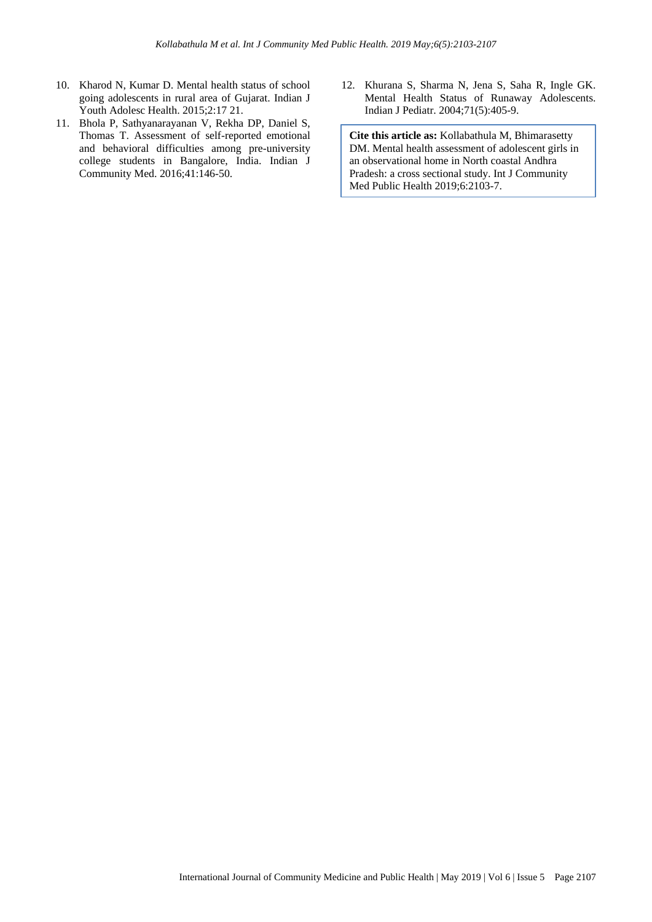10. Kharod N, Kumar D. Mental health status of school going adolescents in rural area of Gujarat. Indian J Youth Adolesc Health. 2015;2:17 21.
11. Bhola P, Sathyanarayanan V, Rekha DP, Daniel S, Thomas T. Assessment of self-reported emotional and behavioral difficulties among pre-university college students in Bangalore, India. Indian J Community Med. 2016;41:146-50.
12. Khurana S, Sharma N, Jena S, Saha R, Ingle GK. Mental Health Status of Runaway Adolescents. Indian J Pediatr. 2004;71(5):405-9.

**Cite this article as:** Kollabathula M, Bhimarasetty DM. Mental health assessment of adolescent girls in an observational home in North coastal Andhra Pradesh: a cross sectional study. Int J Community Med Public Health 2019;6:2103-7.